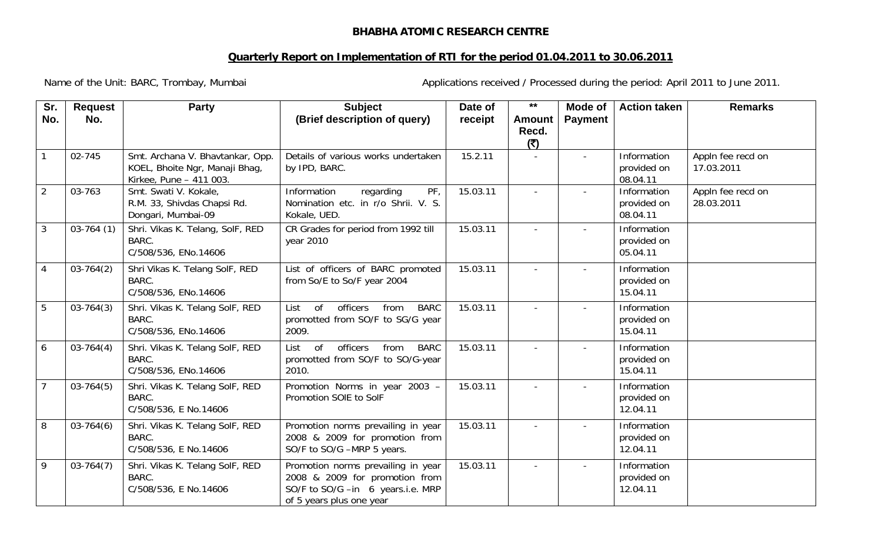**BHABHA ATOMIC RESEARCH CENTRE**

**Quarterly Report on Implementation of RTI for the period 01.04.2011 to 30.06.2011**

Name of the Unit: BARC, Trombay, Mumbai

Applications received / Processed during the period: April 2011 to June 2011.

| Sr. No. | Request No. | Party | Subject (Brief description of query) | Date of receipt | ** Amount Recd. (₹) | Mode of Payment | Action taken | Remarks |
|---|---|---|---|---|---|---|---|---|
| 1 | 02-745 | Smt. Archana V. Bhavtankar, Opp. KOEL, Bhoite Ngr, Manaji Bhag, Kirkee, Pune – 411 003. | Details of various works undertaken by IPD, BARC. | 15.2.11 | - | - | Information provided on 08.04.11 | Appln fee recd on 17.03.2011 |
| 2 | 03-763 | Smt. Swati V. Kokale, R.M. 33, Shivdas Chapsi Rd. Dongari, Mumbai-09 | Information regarding PF, Nomination etc. in r/o Shrii. V. S. Kokale, UED. | 15.03.11 | - | - | Information provided on 08.04.11 | Appln fee recd on 28.03.2011 |
| 3 | 03-764 (1) | Shri. Vikas K. Telang, SoIF, RED BARC. C/508/536, ENo.14606 | CR Grades for period from 1992 till year 2010 | 15.03.11 | - | - | Information provided on 05.04.11 | |
| 4 | 03-764(2) | Shri Vikas K. Telang SoIF, RED BARC. C/508/536, ENo.14606 | List of officers of BARC promoted from So/E to So/F year 2004 | 15.03.11 | - | - | Information provided on 15.04.11 | |
| 5 | 03-764(3) | Shri. Vikas K. Telang SoIF, RED BARC. C/508/536, ENo.14606 | List of officers from BARC promotted from SO/F to SG/G year 2009. | 15.03.11 | - | - | Information provided on 15.04.11 | |
| 6 | 03-764(4) | Shri. Vikas K. Telang SoIF, RED BARC. C/508/536, ENo.14606 | List of officers from BARC promotted from SO/F to SO/G-year 2010. | 15.03.11 | - | - | Information provided on 15.04.11 | |
| 7 | 03-764(5) | Shri. Vikas K. Telang SoIF, RED BARC. C/508/536, E No.14606 | Promotion Norms in year 2003 – Promotion SOIE to SoIF | 15.03.11 | - | - | Information provided on 12.04.11 | |
| 8 | 03-764(6) | Shri. Vikas K. Telang SoIF, RED BARC. C/508/536, E No.14606 | Promotion norms prevailing in year 2008 & 2009 for promotion from SO/F to SO/G –MRP 5 years. | 15.03.11 | - | - | Information provided on 12.04.11 | |
| 9 | 03-764(7) | Shri. Vikas K. Telang SoIF, RED BARC. C/508/536, E No.14606 | Promotion norms prevailing in year 2008 & 2009 for promotion from SO/F to SO/G –in 6 years.i.e. MRP of 5 years plus one year | 15.03.11 | - | - | Information provided on 12.04.11 | |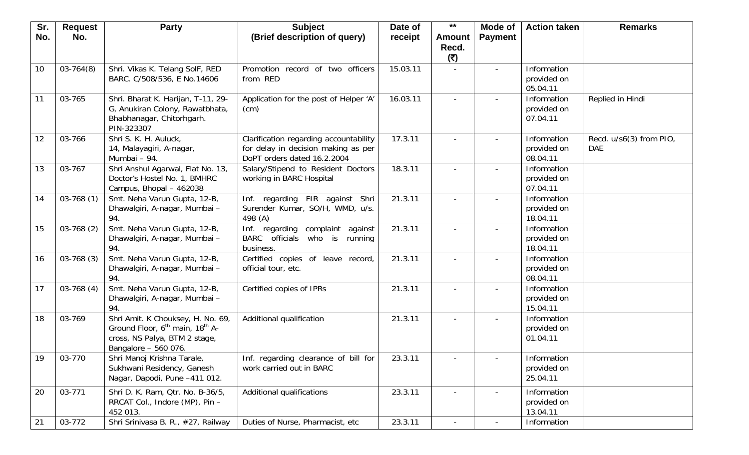| Sr. No. | Request No. | Party | Subject (Brief description of query) | Date of receipt | ** Amount Recd. (₹) | Mode of Payment | Action taken | Remarks |
|---|---|---|---|---|---|---|---|---|
| 10 | 03-764(8) | Shri. Vikas K. Telang SoIF, RED BARC. C/508/536, E No.14606 | Promotion record of two officers from RED | 15.03.11 | - | - | Information provided on 05.04.11 | |
| 11 | 03-765 | Shri. Bharat K. Harijan, T-11, 29-G, Anukiran Colony, Rawatbhata, Bhabhanagar, Chitorhgarh. PIN-323307 | Application for the post of Helper 'A' (cm) | 16.03.11 | - | - | Information provided on 07.04.11 | Replied in Hindi |
| 12 | 03-766 | Shri S. K. H. Auluck, 14, Malayagiri, A-nagar, Mumbai – 94. | Clarification regarding accountability for delay in decision making as per DoPT orders dated 16.2.2004 | 17.3.11 | - | - | Information provided on 08.04.11 | Recd. u/s6(3) from PIO, DAE |
| 13 | 03-767 | Shri Anshul Agarwal, Flat No. 13, Doctor's Hostel No. 1, BMHRC Campus, Bhopal – 462038 | Salary/Stipend to Resident Doctors working in BARC Hospital | 18.3.11 | - | - | Information provided on 07.04.11 | |
| 14 | 03-768 (1) | Smt. Neha Varun Gupta, 12-B, Dhawalgiri, A-nagar, Mumbai – 94. | Inf. regarding FIR against Shri Surender Kumar, SO/H, WMD, u/s. 498 (A) | 21.3.11 | - | - | Information provided on 18.04.11 | |
| 15 | 03-768 (2) | Smt. Neha Varun Gupta, 12-B, Dhawalgiri, A-nagar, Mumbai – 94. | Inf. regarding complaint against BARC officials who is running business. | 21.3.11 | - | - | Information provided on 18.04.11 | |
| 16 | 03-768 (3) | Smt. Neha Varun Gupta, 12-B, Dhawalgiri, A-nagar, Mumbai – 94. | Certified copies of leave record, official tour, etc. | 21.3.11 | - | - | Information provided on 08.04.11 | |
| 17 | 03-768 (4) | Smt. Neha Varun Gupta, 12-B, Dhawalgiri, A-nagar, Mumbai – 94. | Certified copies of IPRs | 21.3.11 | - | - | Information provided on 15.04.11 | |
| 18 | 03-769 | Shri Amit. K Chouksey, H. No. 69, Ground Floor, 6th main, 18th A-cross, NS Palya, BTM 2 stage, Bangalore – 560 076. | Additional qualification | 21.3.11 | - | - | Information provided on 01.04.11 | |
| 19 | 03-770 | Shri Manoj Krishna Tarale, Sukhwani Residency, Ganesh Nagar, Dapodi, Pune –411 012. | Inf. regarding clearance of bill for work carried out in BARC | 23.3.11 | - | - | Information provided on 25.04.11 | |
| 20 | 03-771 | Shri D. K. Ram, Qtr. No. B-36/5, RRCAT Col., Indore (MP), Pin – 452 013. | Additional qualifications | 23.3.11 | - | - | Information provided on 13.04.11 | |
| 21 | 03-772 | Shri Srinivasa B. R., #27, Railway | Duties of Nurse, Pharmacist, etc | 23.3.11 | - | - | Information | |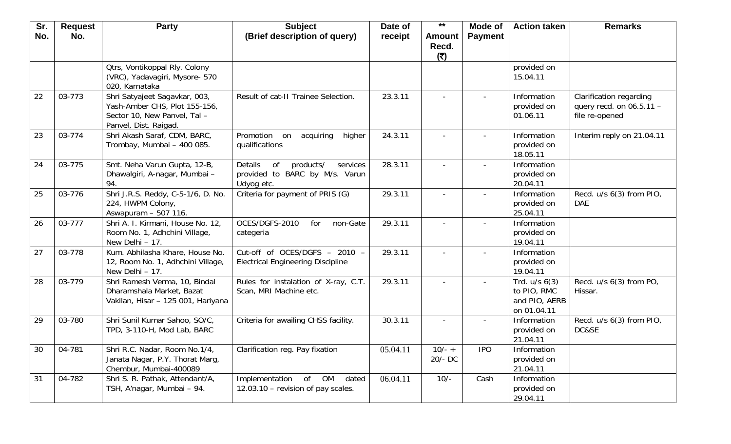| Sr. No. | Request No. | Party | Subject (Brief description of query) | Date of receipt | ** Amount Recd. (₹) | Mode of Payment | Action taken | Remarks |
|---|---|---|---|---|---|---|---|---|
| | | Qtrs, Vontikoppal Rly. Colony (VRC), Yadavagiri, Mysore- 570 020, Karnataka | | | | | provided on 15.04.11 | |
| 22 | 03-773 | Shri Satyajeet Sagavkar, 003, Yash-Amber CHS, Plot 155-156, Sector 10, New Panvel, Tal – Panvel, Dist. Raigad. | Result of cat-II Trainee Selection. | 23.3.11 | - | - | Information provided on 01.06.11 | Clarification regarding query recd. on 06.5.11 – file re-opened |
| 23 | 03-774 | Shri Akash Saraf, CDM, BARC, Trombay, Mumbai – 400 085. | Promotion on acquiring higher qualifications | 24.3.11 | - | - | Information provided on 18.05.11 | Interim reply on 21.04.11 |
| 24 | 03-775 | Smt. Neha Varun Gupta, 12-B, Dhawalgiri, A-nagar, Mumbai – 94. | Details of products/ services provided to BARC by M/s. Varun Udyog etc. | 28.3.11 | - | - | Information provided on 20.04.11 | |
| 25 | 03-776 | Shri J.R.S. Reddy, C-5-1/6, D. No. 224, HWPM Colony, Aswapuram – 507 116. | Criteria for payment of PRIS (G) | 29.3.11 | - | - | Information provided on 25.04.11 | Recd. u/s 6(3) from PIO, DAE |
| 26 | 03-777 | Shri A. I. Kirmani, House No. 12, Room No. 1, Adhchini Village, New Delhi – 17. | OCES/DGFS-2010 for non-Gate categeria | 29.3.11 | - | - | Information provided on 19.04.11 | |
| 27 | 03-778 | Kum. Abhilasha Khare, House No. 12, Room No. 1, Adhchini Village, New Delhi – 17. | Cut-off of OCES/DGFS – 2010 – Electrical Engineering Discipline | 29.3.11 | - | - | Information provided on 19.04.11 | |
| 28 | 03-779 | Shri Ramesh Verma, 10, Bindal Dharamshala Market, Bazat Vakilan, Hisar – 125 001, Hariyana | Rules for instalation of X-ray, C.T. Scan, MRI Machine etc. | 29.3.11 | - | - | Trd. u/s 6(3) to PIO, RMC and PIO, AERB on 01.04.11 | Recd. u/s 6(3) from PO, Hissar. |
| 29 | 03-780 | Shri Sunil Kumar Sahoo, SO/C, TPD, 3-110-H, Mod Lab, BARC | Criteria for awailing CHSS facility. | 30.3.11 | - | - | Information provided on 21.04.11 | Recd. u/s 6(3) from PIO, DC&SE |
| 30 | 04-781 | Shri R.C. Nadar, Room No.1/4, Janata Nagar, P.Y. Thorat Marg, Chembur, Mumbai-400089 | Clarification reg. Pay fixation | 05.04.11 | 10/- + 20/- DC | IPO | Information provided on 21.04.11 | |
| 31 | 04-782 | Shri S. R. Pathak, Attendant/A, TSH, A'nagar, Mumbai – 94. | Implementation of OM dated 12.03.10 – revision of pay scales. | 06.04.11 | 10/- | Cash | Information provided on 29.04.11 | |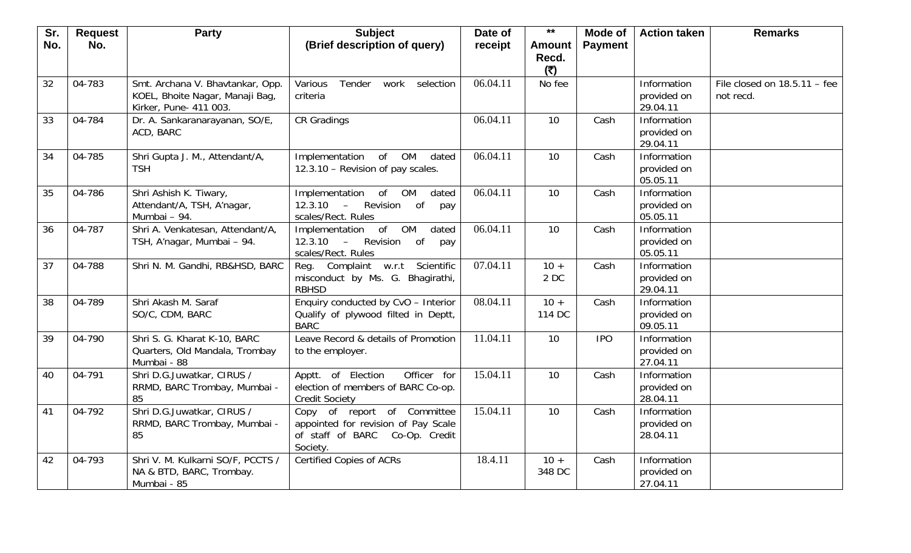| Sr. No. | Request No. | Party | Subject (Brief description of query) | Date of receipt | ** Amount Recd. (₹) | Mode of Payment | Action taken | Remarks |
|---|---|---|---|---|---|---|---|---|
| 32 | 04-783 | Smt. Archana V. Bhavtankar, Opp. KOEL, Bhoite Nagar, Manaji Bag, Kirker, Pune- 411 003. | Various Tender work selection criteria | 06.04.11 | No fee | | Information provided on 29.04.11 | File closed on 18.5.11 – fee not recd. |
| 33 | 04-784 | Dr. A. Sankaranarayanan, SO/E, ACD, BARC | CR Gradings | 06.04.11 | 10 | Cash | Information provided on 29.04.11 | |
| 34 | 04-785 | Shri Gupta J. M., Attendant/A, TSH | Implementation of OM dated 12.3.10 – Revision of pay scales. | 06.04.11 | 10 | Cash | Information provided on 05.05.11 | |
| 35 | 04-786 | Shri Ashish K. Tiwary, Attendant/A, TSH, A'nagar, Mumbai – 94. | Implementation of OM dated 12.3.10 – Revision of pay scales/Rect. Rules | 06.04.11 | 10 | Cash | Information provided on 05.05.11 | |
| 36 | 04-787 | Shri A. Venkatesan, Attendant/A, TSH, A'nagar, Mumbai – 94. | Implementation of OM dated 12.3.10 – Revision of pay scales/Rect. Rules | 06.04.11 | 10 | Cash | Information provided on 05.05.11 | |
| 37 | 04-788 | Shri N. M. Gandhi, RB&HSD, BARC | Reg. Complaint w.r.t Scientific misconduct by Ms. G. Bhagirathi, RBHSD | 07.04.11 | 10 + 2 DC | Cash | Information provided on 29.04.11 | |
| 38 | 04-789 | Shri Akash M. Saraf SO/C, CDM, BARC | Enquiry conducted by CvO – Interior Qualify of plywood filted in Deptt, BARC | 08.04.11 | 10 + 114 DC | Cash | Information provided on 09.05.11 | |
| 39 | 04-790 | Shri S. G. Kharat K-10, BARC Quarters, Old Mandala, Trombay Mumbai - 88 | Leave Record & details of Promotion to the employer. | 11.04.11 | 10 | IPO | Information provided on 27.04.11 | |
| 40 | 04-791 | Shri D.G.Juwatkar, CIRUS / RRMD, BARC Trombay, Mumbai - 85 | Apptt. of Election Officer for election of members of BARC Co-op. Credit Society | 15.04.11 | 10 | Cash | Information provided on 28.04.11 | |
| 41 | 04-792 | Shri D.G.Juwatkar, CIRUS / RRMD, BARC Trombay, Mumbai - 85 | Copy of report of Committee appointed for revision of Pay Scale of staff of BARC Co-Op. Credit Society. | 15.04.11 | 10 | Cash | Information provided on 28.04.11 | |
| 42 | 04-793 | Shri V. M. Kulkarni SO/F, PCCTS / NA & BTD, BARC, Trombay. Mumbai - 85 | Certified Copies of ACRs | 18.4.11 | 10 + 348 DC | Cash | Information provided on 27.04.11 | |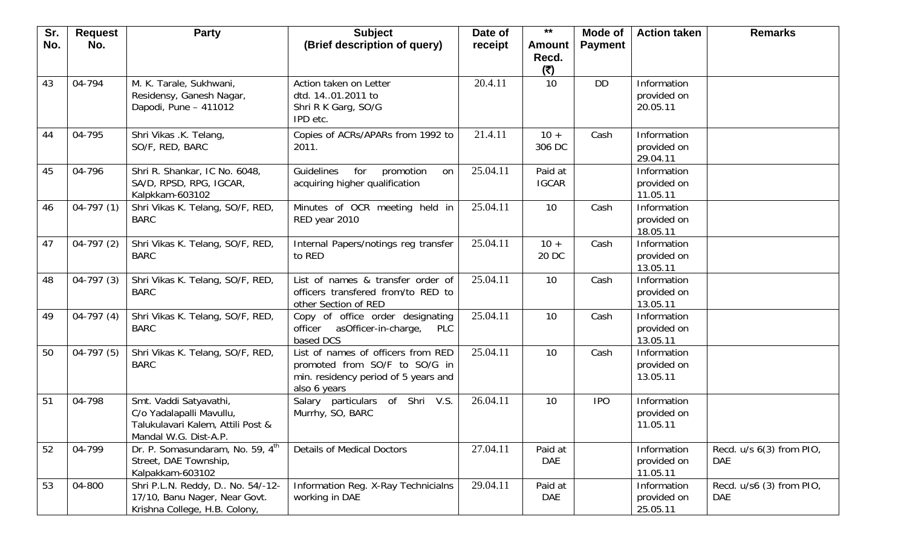| Sr. No. | Request No. | Party | Subject (Brief description of query) | Date of receipt | ** Amount Recd. (₹) | Mode of Payment | Action taken | Remarks |
|---|---|---|---|---|---|---|---|---|
| 43 | 04-794 | M. K. Tarale, Sukhwani, Residensy, Ganesh Nagar, Dapodi, Pune – 411012 | Action taken on Letter dtd. 14..01.2011 to Shri R K Garg, SO/G IPD etc. | 20.4.11 | 10 | DD | Information provided on 20.05.11 | |
| 44 | 04-795 | Shri Vikas .K. Telang, SO/F, RED, BARC | Copies of ACRs/APARs from 1992 to 2011. | 21.4.11 | 10 + 306 DC | Cash | Information provided on 29.04.11 | |
| 45 | 04-796 | Shri R. Shankar, IC No. 6048, SA/D, RPSD, RPG, IGCAR, Kalpkkam-603102 | Guidelines for promotion on acquiring higher qualification | 25.04.11 | Paid at IGCAR | | Information provided on 11.05.11 | |
| 46 | 04-797 (1) | Shri Vikas K. Telang, SO/F, RED, BARC | Minutes of OCR meeting held in RED year 2010 | 25.04.11 | 10 | Cash | Information provided on 18.05.11 | |
| 47 | 04-797 (2) | Shri Vikas K. Telang, SO/F, RED, BARC | Internal Papers/notings reg transfer to RED | 25.04.11 | 10 + 20 DC | Cash | Information provided on 13.05.11 | |
| 48 | 04-797 (3) | Shri Vikas K. Telang, SO/F, RED, BARC | List of names & transfer order of officers transfered from/to RED to other Section of RED | 25.04.11 | 10 | Cash | Information provided on 13.05.11 | |
| 49 | 04-797 (4) | Shri Vikas K. Telang, SO/F, RED, BARC | Copy of office order designating officer asOfficer-in-charge, PLC based DCS | 25.04.11 | 10 | Cash | Information provided on 13.05.11 | |
| 50 | 04-797 (5) | Shri Vikas K. Telang, SO/F, RED, BARC | List of names of officers from RED promoted from SO/F to SO/G in min. residency period of 5 years and also 6 years | 25.04.11 | 10 | Cash | Information provided on 13.05.11 | |
| 51 | 04-798 | Smt. Vaddi Satyavathi, C/o Yadalapalli Mavullu, Talukulavari Kalem, Attili Post & Mandal W.G. Dist-A.P. | Salary particulars of Shri V.S. Murrhy, SO, BARC | 26.04.11 | 10 | IPO | Information provided on 11.05.11 | |
| 52 | 04-799 | Dr. P. Somasundaram, No. 59, 4th Street, DAE Township, Kalpakkam-603102 | Details of Medical Doctors | 27.04.11 | Paid at DAE | | Information provided on 11.05.11 | Recd. u/s 6(3) from PIO, DAE |
| 53 | 04-800 | Shri P.L.N. Reddy, D.. No. 54/-12-17/10, Banu Nager, Near Govt. Krishna College, H.B. Colony, | Information Reg. X-Ray Technicialns working in DAE | 29.04.11 | Paid at DAE | | Information provided on 25.05.11 | Recd. u/s6 (3) from PIO, DAE |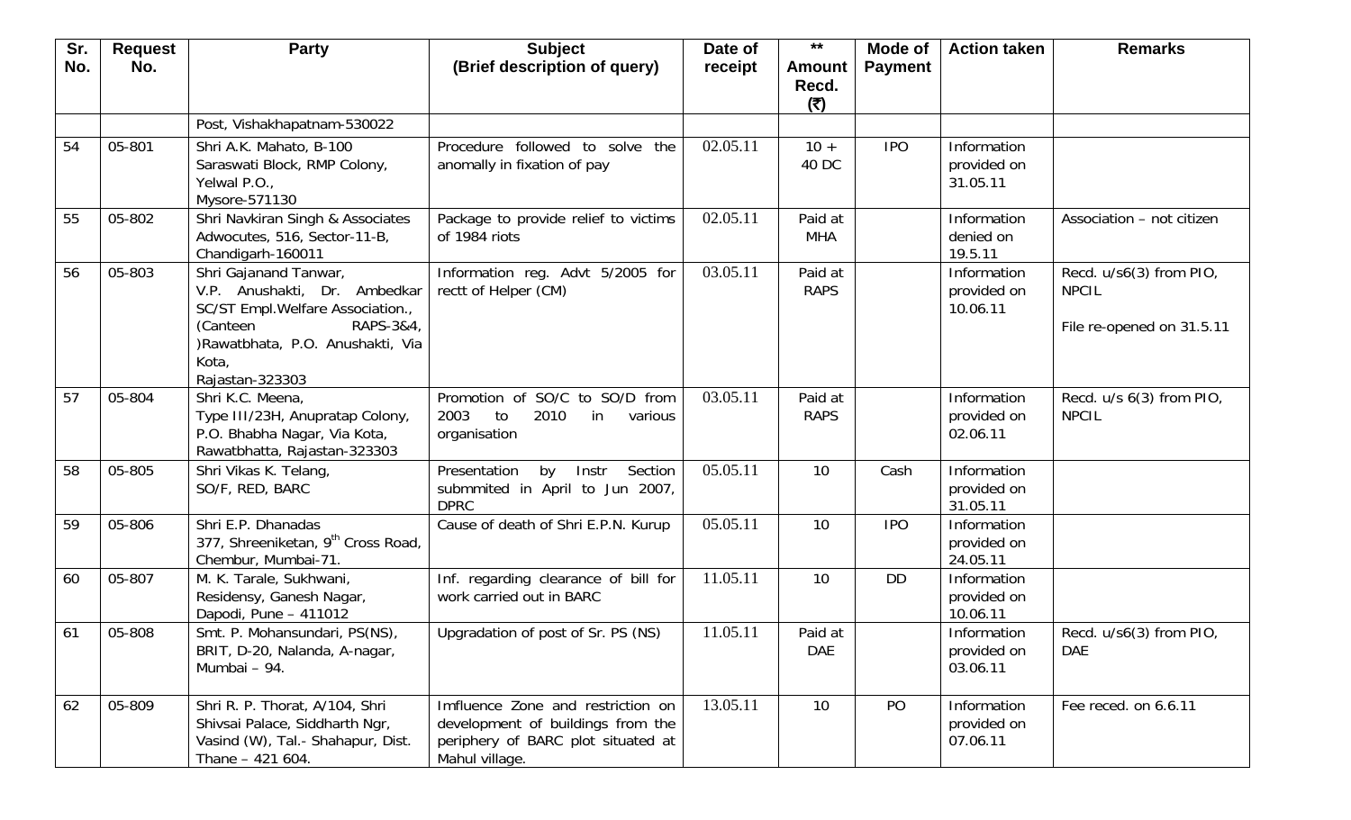| Sr. No. | Request No. | Party | Subject (Brief description of query) | Date of receipt | ** Amount Recd. (₹) | Mode of Payment | Action taken | Remarks |
|---|---|---|---|---|---|---|---|---|
| | | Post, Vishakhapatnam-530022 | | | | | | |
| 54 | 05-801 | Shri A.K. Mahato, B-100 Saraswati Block, RMP Colony, Yelwal P.O., Mysore-571130 | Procedure followed to solve the anomally in fixation of pay | 02.05.11 | 10 + 40 DC | IPO | Information provided on 31.05.11 | |
| 55 | 05-802 | Shri Navkiran Singh & Associates Adwocutes, 516, Sector-11-B, Chandigarh-160011 | Package to provide relief to victims of 1984 riots | 02.05.11 | Paid at MHA | | Information denied on 19.5.11 | Association – not citizen |
| 56 | 05-803 | Shri Gajanand Tanwar, V.P. Anushakti, Dr. Ambedkar SC/ST Empl.Welfare Association., (Canteen RAPS-3&4, )Rawatbhata, P.O. Anushakti, Via Kota, Rajastan-323303 | Information reg. Advt 5/2005 for rectt of Helper (CM) | 03.05.11 | Paid at RAPS | | Information provided on 10.06.11 | Recd. u/s6(3) from PIO, NPCIL<br><br>File re-opened on 31.5.11 |
| 57 | 05-804 | Shri K.C. Meena, Type III/23H, Anupratap Colony, P.O. Bhabha Nagar, Via Kota, Rawatbhatta, Rajastan-323303 | Promotion of SO/C to SO/D from 2003 to 2010 in various organisation | 03.05.11 | Paid at RAPS | | Information provided on 02.06.11 | Recd. u/s 6(3) from PIO, NPCIL |
| 58 | 05-805 | Shri Vikas K. Telang, SO/F, RED, BARC | Presentation by Instr Section submmited in April to Jun 2007, DPRC | 05.05.11 | 10 | Cash | Information provided on 31.05.11 | |
| 59 | 05-806 | Shri E.P. Dhanadas 377, Shreeniketan, 9th Cross Road, Chembur, Mumbai-71. | Cause of death of Shri E.P.N. Kurup | 05.05.11 | 10 | IPO | Information provided on 24.05.11 | |
| 60 | 05-807 | M. K. Tarale, Sukhwani, Residensy, Ganesh Nagar, Dapodi, Pune – 411012 | Inf. regarding clearance of bill for work carried out in BARC | 11.05.11 | 10 | DD | Information provided on 10.06.11 | |
| 61 | 05-808 | Smt. P. Mohansundari, PS(NS), BRIT, D-20, Nalanda, A-nagar, Mumbai – 94. | Upgradation of post of Sr. PS (NS) | 11.05.11 | Paid at DAE | | Information provided on 03.06.11 | Recd. u/s6(3) from PIO, DAE |
| 62 | 05-809 | Shri R. P. Thorat, A/104, Shri Shivsai Palace, Siddharth Ngr, Vasind (W), Tal.- Shahapur, Dist. Thane – 421 604. | Imfluence Zone and restriction on development of buildings from the periphery of BARC plot situated at Mahul village. | 13.05.11 | 10 | PO | Information provided on 07.06.11 | Fee reced. on 6.6.11 |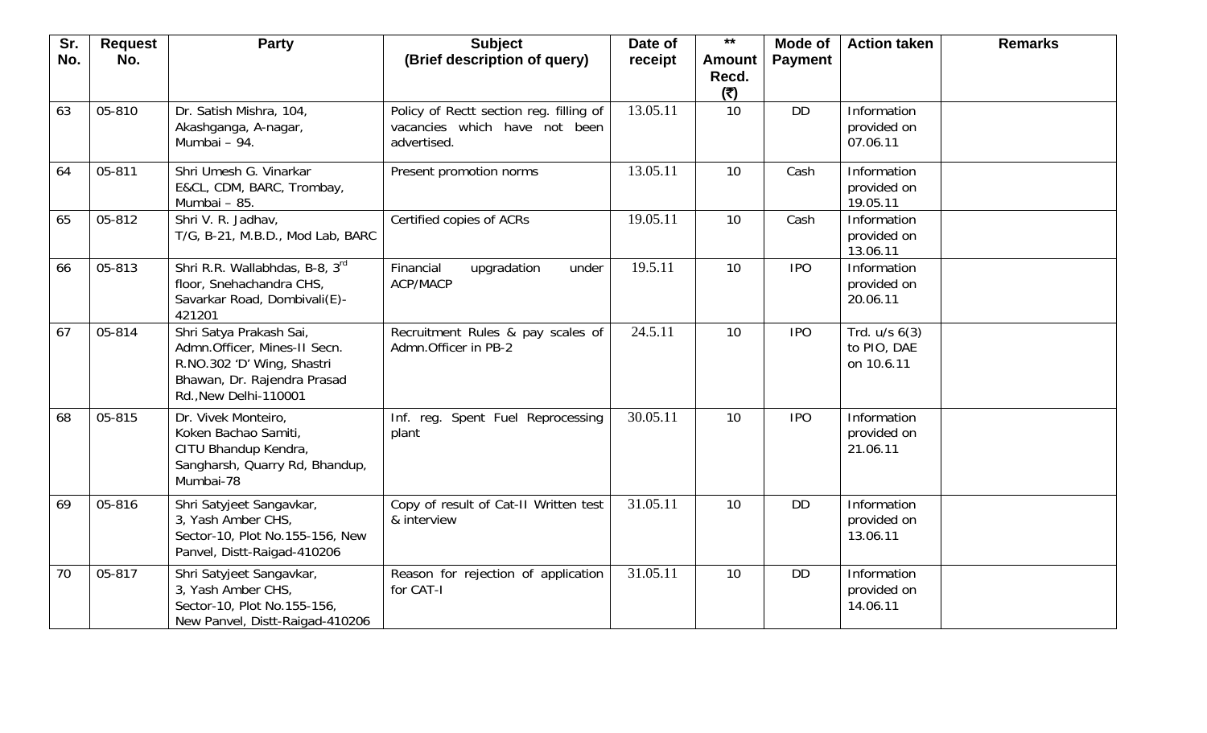| Sr. No. | Request No. | Party | Subject (Brief description of query) | Date of receipt | ** Amount Recd. (₹) | Mode of Payment | Action taken | Remarks |
|---|---|---|---|---|---|---|---|---|
| 63 | 05-810 | Dr. Satish Mishra, 104, Akashganga, A-nagar, Mumbai – 94. | Policy of Rectt section reg. filling of vacancies which have not been advertised. | 13.05.11 | 10 | DD | Information provided on 07.06.11 | |
| 64 | 05-811 | Shri Umesh G. Vinarkar E&CL, CDM, BARC, Trombay, Mumbai – 85. | Present promotion norms | 13.05.11 | 10 | Cash | Information provided on 19.05.11 | |
| 65 | 05-812 | Shri V. R. Jadhav, T/G, B-21, M.B.D., Mod Lab, BARC | Certified copies of ACRs | 19.05.11 | 10 | Cash | Information provided on 13.06.11 | |
| 66 | 05-813 | Shri R.R. Wallabhdas, B-8, 3rd floor, Snehachandra CHS, Savarkar Road, Dombivali(E)-421201 | Financial upgradation under ACP/MACP | 19.5.11 | 10 | IPO | Information provided on 20.06.11 | |
| 67 | 05-814 | Shri Satya Prakash Sai, Admn.Officer, Mines-II Secn. R.NO.302 'D' Wing, Shastri Bhawan, Dr. Rajendra Prasad Rd.,New Delhi-110001 | Recruitment Rules & pay scales of Admn.Officer in PB-2 | 24.5.11 | 10 | IPO | Trd. u/s 6(3) to PIO, DAE on 10.6.11 | |
| 68 | 05-815 | Dr. Vivek Monteiro, Koken Bachao Samiti, CITU Bhandup Kendra, Sangharsh, Quarry Rd, Bhandup, Mumbai-78 | Inf. reg. Spent Fuel Reprocessing plant | 30.05.11 | 10 | IPO | Information provided on 21.06.11 | |
| 69 | 05-816 | Shri Satyjeet Sangavkar, 3, Yash Amber CHS, Sector-10, Plot No.155-156, New Panvel, Distt-Raigad-410206 | Copy of result of Cat-II Written test & interview | 31.05.11 | 10 | DD | Information provided on 13.06.11 | |
| 70 | 05-817 | Shri Satyjeet Sangavkar, 3, Yash Amber CHS, Sector-10, Plot No.155-156, New Panvel, Distt-Raigad-410206 | Reason for rejection of application for CAT-I | 31.05.11 | 10 | DD | Information provided on 14.06.11 | |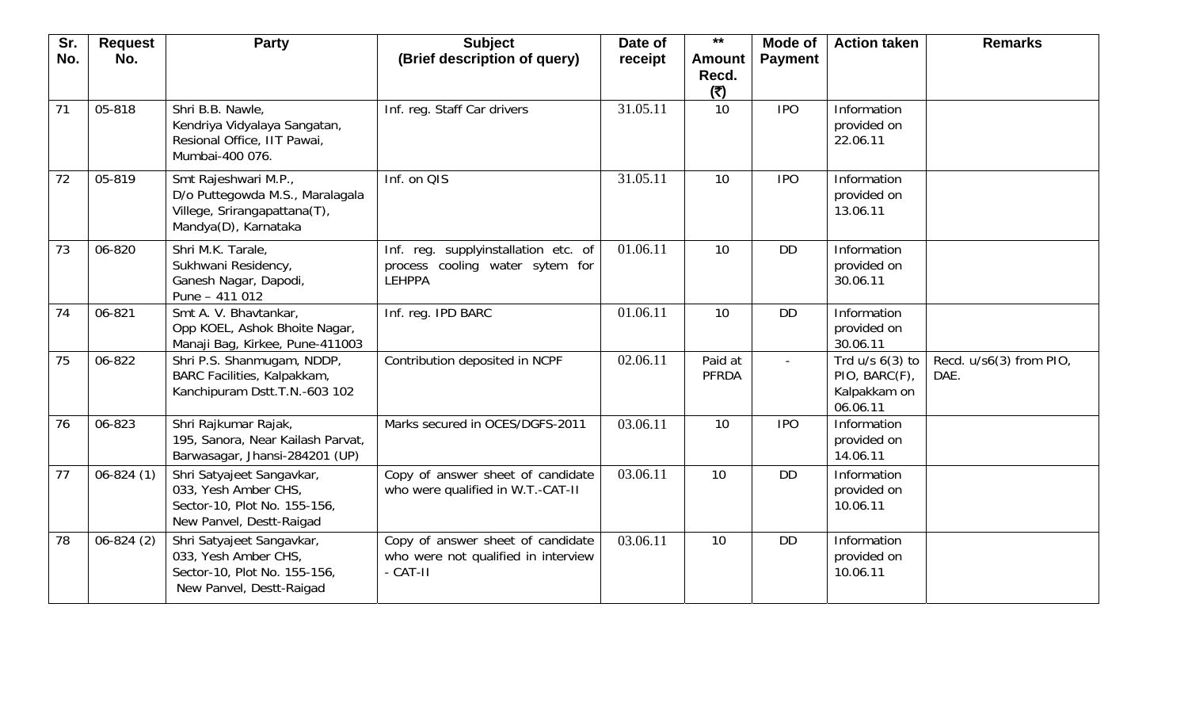| Sr. No. | Request No. | Party | Subject (Brief description of query) | Date of receipt | ** Amount Recd. (₹) | Mode of Payment | Action taken | Remarks |
|---|---|---|---|---|---|---|---|---|
| 71 | 05-818 | Shri B.B. Nawle, Kendriya Vidyalaya Sangatan, Resional Office, IIT Pawai, Mumbai-400 076. | Inf. reg. Staff Car drivers | 31.05.11 | 10 | IPO | Information provided on 22.06.11 | |
| 72 | 05-819 | Smt Rajeshwari M.P., D/o Puttegowda M.S., Maralagala Villege, Srirangapattana(T), Mandya(D), Karnataka | Inf. on QIS | 31.05.11 | 10 | IPO | Information provided on 13.06.11 | |
| 73 | 06-820 | Shri M.K. Tarale, Sukhwani Residency, Ganesh Nagar, Dapodi, Pune – 411 012 | Inf. reg. supplyinstallation etc. of process cooling water sytem for LEHPPA | 01.06.11 | 10 | DD | Information provided on 30.06.11 | |
| 74 | 06-821 | Smt A. V. Bhavtankar, Opp KOEL, Ashok Bhoite Nagar, Manaji Bag, Kirkee, Pune-411003 | Inf. reg. IPD BARC | 01.06.11 | 10 | DD | Information provided on 30.06.11 | |
| 75 | 06-822 | Shri P.S. Shanmugam, NDDP, BARC Facilities, Kalpakkam, Kanchipuram Dstt.T.N.-603 102 | Contribution deposited in NCPF | 02.06.11 | Paid at PFRDA | - | Trd u/s 6(3) to PIO, BARC(F), Kalpakkam on 06.06.11 | Recd. u/s6(3) from PIO, DAE. |
| 76 | 06-823 | Shri Rajkumar Rajak, 195, Sanora, Near Kailash Parvat, Barwasagar, Jhansi-284201 (UP) | Marks secured in OCES/DGFS-2011 | 03.06.11 | 10 | IPO | Information provided on 14.06.11 | |
| 77 | 06-824 (1) | Shri Satyajeet Sangavkar, 033, Yesh Amber CHS, Sector-10, Plot No. 155-156, New Panvel, Destt-Raigad | Copy of answer sheet of candidate who were qualified in W.T.-CAT-II | 03.06.11 | 10 | DD | Information provided on 10.06.11 | |
| 78 | 06-824 (2) | Shri Satyajeet Sangavkar, 033, Yesh Amber CHS, Sector-10, Plot No. 155-156, New Panvel, Destt-Raigad | Copy of answer sheet of candidate who were not qualified in interview - CAT-II | 03.06.11 | 10 | DD | Information provided on 10.06.11 | |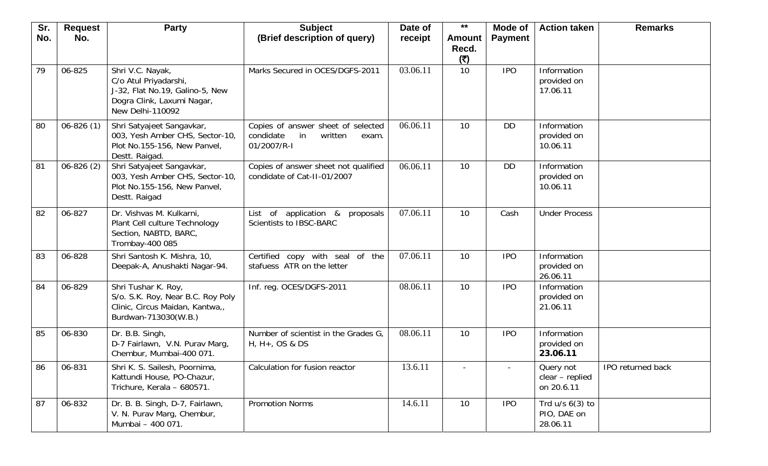| Sr. No. | Request No. | Party | Subject (Brief description of query) | Date of receipt | ** Amount Recd. (₹) | Mode of Payment | Action taken | Remarks |
|---|---|---|---|---|---|---|---|---|
| 79 | 06-825 | Shri V.C. Nayak, C/o Atul Priyadarshi, J-32, Flat No.19, Galino-5, New Dogra Clink, Laxumi Nagar, New Delhi-110092 | Marks Secured in OCES/DGFS-2011 | 03.06.11 | 10 | IPO | Information provided on 17.06.11 | |
| 80 | 06-826 (1) | Shri Satyajeet Sangavkar, 003, Yesh Amber CHS, Sector-10, Plot No.155-156, New Panvel, Destt. Raigad. | Copies of answer sheet of selected condidate in written exam. 01/2007/R-I | 06.06.11 | 10 | DD | Information provided on 10.06.11 | |
| 81 | 06-826 (2) | Shri Satyajeet Sangavkar, 003, Yesh Amber CHS, Sector-10, Plot No.155-156, New Panvel, Destt. Raigad | Copies of answer sheet not qualified condidate of Cat-II-01/2007 | 06.06.11 | 10 | DD | Information provided on 10.06.11 | |
| 82 | 06-827 | Dr. Vishvas M. Kulkarni, Plant Cell culture Technology Section, NABTD, BARC, Trombay-400 085 | List of application & proposals Scientists to IBSC-BARC | 07.06.11 | 10 | Cash | Under Process | |
| 83 | 06-828 | Shri Santosh K. Mishra, 10, Deepak-A, Anushakti Nagar-94. | Certified copy with seal of the stafuess ATR on the letter | 07.06.11 | 10 | IPO | Information provided on 26.06.11 | |
| 84 | 06-829 | Shri Tushar K. Roy, S/o. S.K. Roy, Near B.C. Roy Poly Clinic, Circus Maidan, Kantwa,, Burdwan-713030(W.B.) | Inf. reg. OCES/DGFS-2011 | 08.06.11 | 10 | IPO | Information provided on 21.06.11 | |
| 85 | 06-830 | Dr. B.B. Singh, D-7 Fairlawn, V.N. Purav Marg, Chembur, Mumbai-400 071. | Number of scientist in the Grades G, H, H+, OS & DS | 08.06.11 | 10 | IPO | Information provided on **23.06.11** | |
| 86 | 06-831 | Shri K. S. Sailesh, Poornima, Kattundi House, PO-Chazur, Trichure, Kerala – 680571. | Calculation for fusion reactor | 13.6.11 | - | - | Query not clear – replied on 20.6.11 | IPO returned back |
| 87 | 06-832 | Dr. B. B. Singh, D-7, Fairlawn, V. N. Purav Marg, Chembur, Mumbai – 400 071. | Promotion Norms | 14.6.11 | 10 | IPO | Trd u/s 6(3) to PIO, DAE on 28.06.11 | |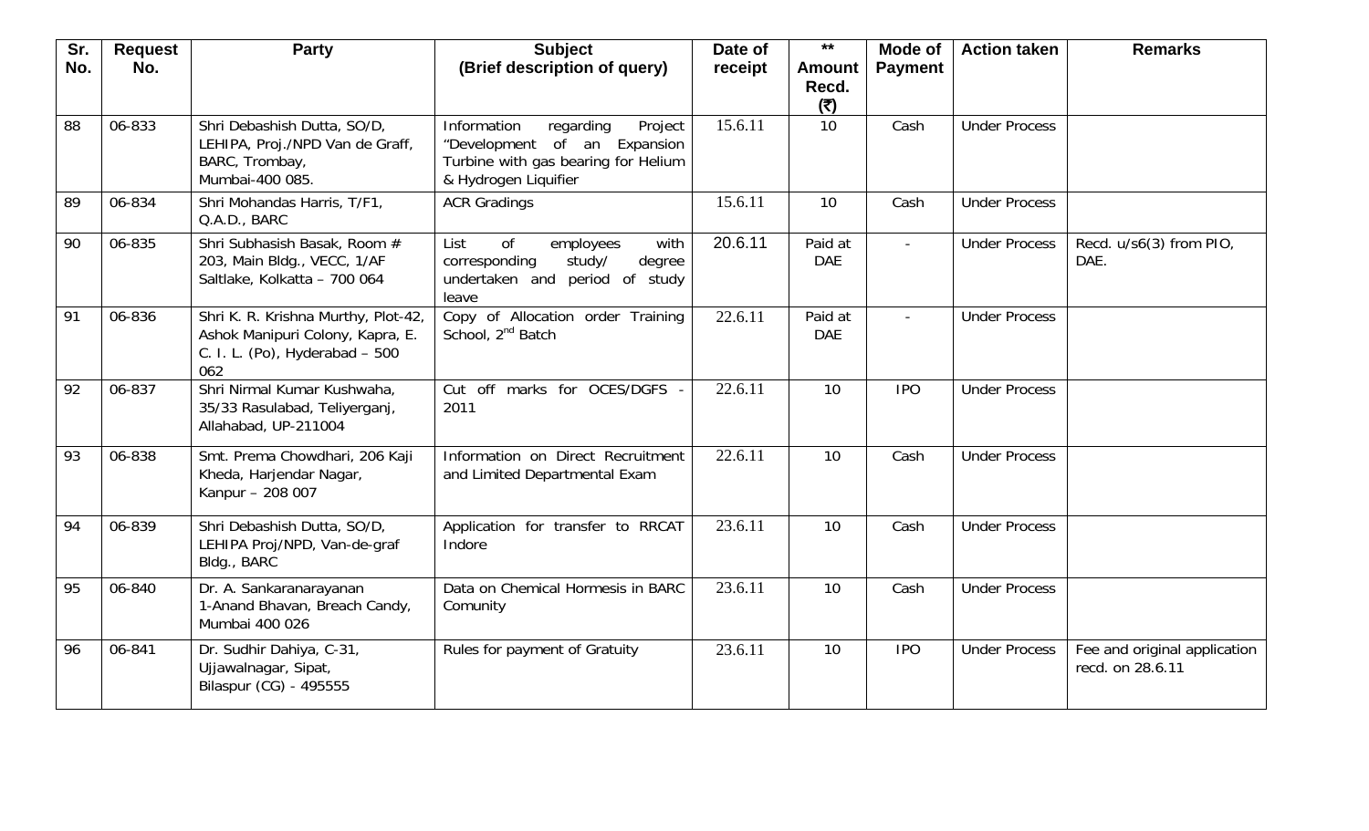| Sr. No. | Request No. | Party | Subject (Brief description of query) | Date of receipt | ** Amount Recd. (₹) | Mode of Payment | Action taken | Remarks |
|---|---|---|---|---|---|---|---|---|
| 88 | 06-833 | Shri Debashish Dutta, SO/D, LEHIPA, Proj./NPD Van de Graff, BARC, Trombay, Mumbai-400 085. | Information regarding Project "Development of an Expansion Turbine with gas bearing for Helium & Hydrogen Liquifier | 15.6.11 | 10 | Cash | Under Process | |
| 89 | 06-834 | Shri Mohandas Harris, T/F1, Q.A.D., BARC | ACR Gradings | 15.6.11 | 10 | Cash | Under Process | |
| 90 | 06-835 | Shri Subhasish Basak, Room # 203, Main Bldg., VECC, 1/AF Saltlake, Kolkatta – 700 064 | List of employees with corresponding study/ degree undertaken and period of study leave | 20.6.11 | Paid at DAE | - | Under Process | Recd. u/s6(3) from PIO, DAE. |
| 91 | 06-836 | Shri K. R. Krishna Murthy, Plot-42, Ashok Manipuri Colony, Kapra, E. C. I. L. (Po), Hyderabad – 500 062 | Copy of Allocation order Training School, 2nd Batch | 22.6.11 | Paid at DAE | - | Under Process | |
| 92 | 06-837 | Shri Nirmal Kumar Kushwaha, 35/33 Rasulabad, Teliyerganj, Allahabad, UP-211004 | Cut off marks for OCES/DGFS - 2011 | 22.6.11 | 10 | IPO | Under Process | |
| 93 | 06-838 | Smt. Prema Chowdhari, 206 Kaji Kheda, Harjendar Nagar, Kanpur – 208 007 | Information on Direct Recruitment and Limited Departmental Exam | 22.6.11 | 10 | Cash | Under Process | |
| 94 | 06-839 | Shri Debashish Dutta, SO/D, LEHIPA Proj/NPD, Van-de-graf Bldg., BARC | Application for transfer to RRCAT Indore | 23.6.11 | 10 | Cash | Under Process | |
| 95 | 06-840 | Dr. A. Sankaranarayanan 1-Anand Bhavan, Breach Candy, Mumbai 400 026 | Data on Chemical Hormesis in BARC Comunity | 23.6.11 | 10 | Cash | Under Process | |
| 96 | 06-841 | Dr. Sudhir Dahiya, C-31, Ujjawalnagar, Sipat, Bilaspur (CG) - 495555 | Rules for payment of Gratuity | 23.6.11 | 10 | IPO | Under Process | Fee and original application recd. on 28.6.11 |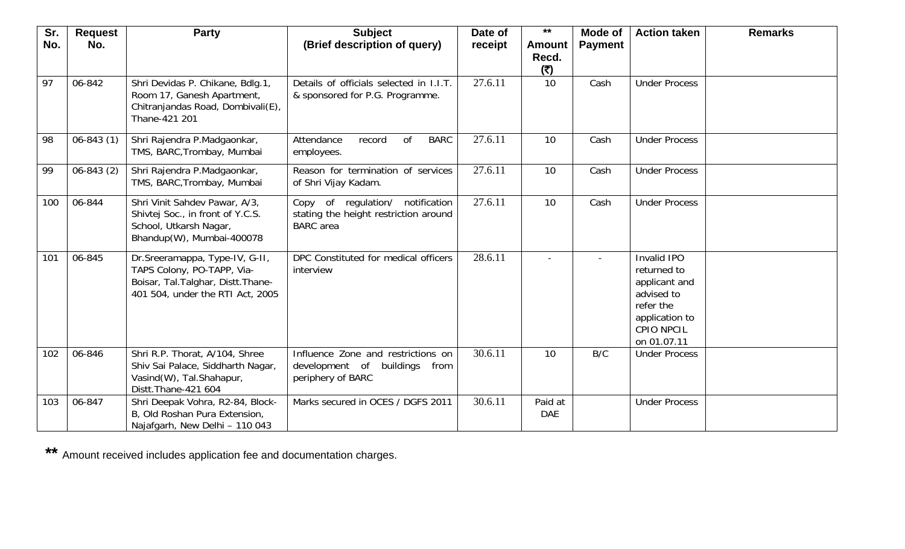| Sr. No. | Request No. | Party | Subject (Brief description of query) | Date of receipt | ** Amount Recd. (₹) | Mode of Payment | Action taken | Remarks |
|---|---|---|---|---|---|---|---|---|
| 97 | 06-842 | Shri Devidas P. Chikane, Bdlg.1, Room 17, Ganesh Apartment, Chitranjandas Road, Dombivali(E), Thane-421 201 | Details of officials selected in I.I.T. & sponsored for P.G. Programme. | 27.6.11 | 10 | Cash | Under Process | |
| 98 | 06-843 (1) | Shri Rajendra P.Madgaonkar, TMS, BARC,Trombay, Mumbai | Attendance record of BARC employees. | 27.6.11 | 10 | Cash | Under Process | |
| 99 | 06-843 (2) | Shri Rajendra P.Madgaonkar, TMS, BARC,Trombay, Mumbai | Reason for termination of services of Shri Vijay Kadam. | 27.6.11 | 10 | Cash | Under Process | |
| 100 | 06-844 | Shri Vinit Sahdev Pawar, A/3, Shivtej Soc., in front of Y.C.S. School, Utkarsh Nagar, Bhandup(W), Mumbai-400078 | Copy of regulation/ notification stating the height restriction around BARC area | 27.6.11 | 10 | Cash | Under Process | |
| 101 | 06-845 | Dr.Sreeramappa, Type-IV, G-II, TAPS Colony, PO-TAPP, Via-Boisar, Tal.Talghar, Distt.Thane-401 504, under the RTI Act, 2005 | DPC Constituted for medical officers interview | 28.6.11 | - | - | Invalid IPO returned to applicant and advised to refer the application to CPIO NPCIL on 01.07.11 | |
| 102 | 06-846 | Shri R.P. Thorat, A/104, Shree Shiv Sai Palace, Siddharth Nagar, Vasind(W), Tal.Shahapur, Distt.Thane-421 604 | Influence Zone and restrictions on development of buildings from periphery of BARC | 30.6.11 | 10 | B/C | Under Process | |
| 103 | 06-847 | Shri Deepak Vohra, R2-84, Block-B, Old Roshan Pura Extension, Najafgarh, New Delhi – 110 043 | Marks secured in OCES / DGFS 2011 | 30.6.11 | Paid at DAE | | Under Process | |

** Amount received includes application fee and documentation charges.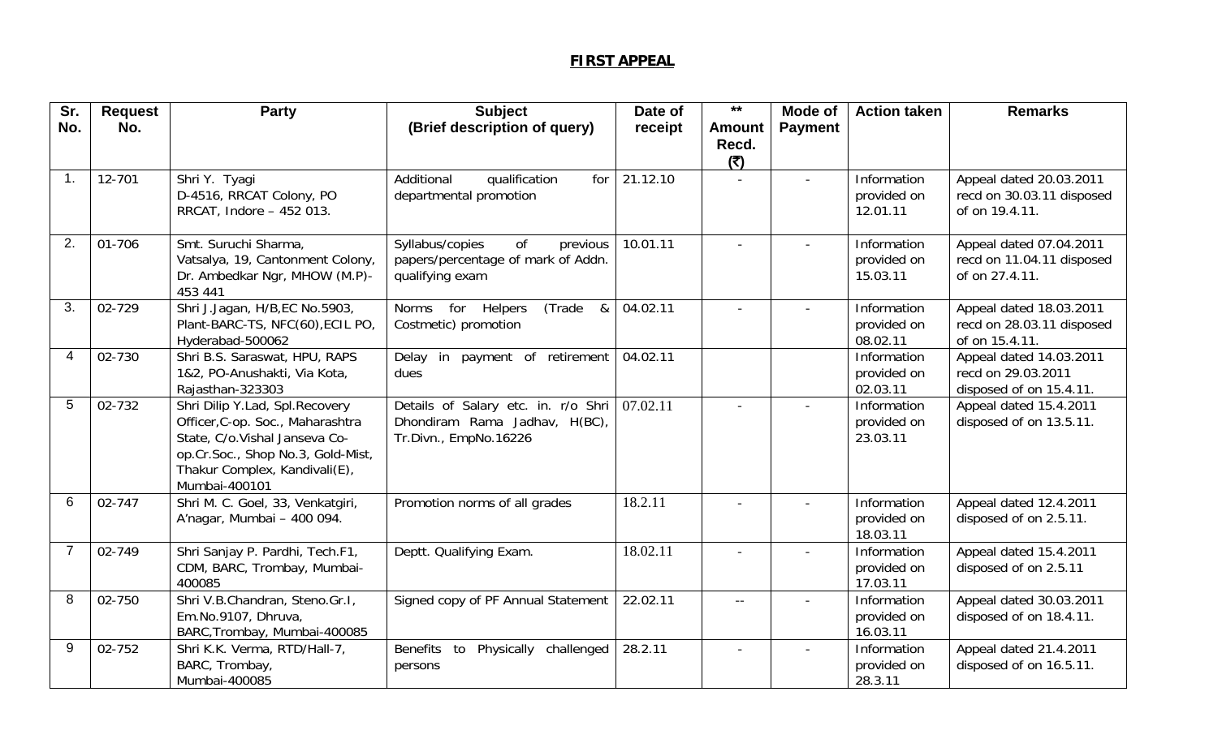## FIRST APPEAL

| Sr. No. | Request No. | Party | Subject (Brief description of query) | Date of receipt | ** Amount Recd. (₹) | Mode of Payment | Action taken | Remarks |
|---|---|---|---|---|---|---|---|---|
| 1. | 12-701 | Shri Y. Tyagi D-4516, RRCAT Colony, PO RRCAT, Indore – 452 013. | Additional qualification for departmental promotion | 21.12.10 | - | - | Information provided on 12.01.11 | Appeal dated 20.03.2011 recd on 30.03.11 disposed of on 19.4.11. |
| 2. | 01-706 | Smt. Suruchi Sharma, Vatsalya, 19, Cantonment Colony, Dr. Ambedkar Ngr, MHOW (M.P)-453 441 | Syllabus/copies of previous papers/percentage of mark of Addn. qualifying exam | 10.01.11 | - | - | Information provided on 15.03.11 | Appeal dated 07.04.2011 recd on 11.04.11 disposed of on 27.4.11. |
| 3. | 02-729 | Shri J.Jagan, H/B,EC No.5903, Plant-BARC-TS, NFC(60),ECIL PO, Hyderabad-500062 | Norms for Helpers (Trade & Costmetic) promotion | 04.02.11 | - | - | Information provided on 08.02.11 | Appeal dated 18.03.2011 recd on 28.03.11 disposed of on 15.4.11. |
| 4 | 02-730 | Shri B.S. Saraswat, HPU, RAPS 1&2, PO-Anushakti, Via Kota, Rajasthan-323303 | Delay in payment of retirement dues | 04.02.11 | | | Information provided on 02.03.11 | Appeal dated 14.03.2011 recd on 29.03.2011 disposed of on 15.4.11. |
| 5 | 02-732 | Shri Dilip Y.Lad, Spl.Recovery Officer,C-op. Soc., Maharashtra State, C/o.Vishal Janseva Co-op.Cr.Soc., Shop No.3, Gold-Mist, Thakur Complex, Kandivali(E), Mumbai-400101 | Details of Salary etc. in. r/o Shri Dhondiram Rama Jadhav, H(BC), Tr.Divn., EmpNo.16226 | 07.02.11 | - | - | Information provided on 23.03.11 | Appeal dated 15.4.2011 disposed of on 13.5.11. |
| 6 | 02-747 | Shri M. C. Goel, 33, Venkatgiri, A'nagar, Mumbai – 400 094. | Promotion norms of all grades | 18.2.11 | - | - | Information provided on 18.03.11 | Appeal dated 12.4.2011 disposed of on 2.5.11. |
| 7 | 02-749 | Shri Sanjay P. Pardhi, Tech.F1, CDM, BARC, Trombay, Mumbai-400085 | Deptt. Qualifying Exam. | 18.02.11 | - | - | Information provided on 17.03.11 | Appeal dated 15.4.2011 disposed of on 2.5.11 |
| 8 | 02-750 | Shri V.B.Chandran, Steno.Gr.I, Em.No.9107, Dhruva, BARC,Trombay, Mumbai-400085 | Signed copy of PF Annual Statement | 22.02.11 | -- | - | Information provided on 16.03.11 | Appeal dated 30.03.2011 disposed of on 18.4.11. |
| 9 | 02-752 | Shri K.K. Verma, RTD/Hall-7, BARC, Trombay, Mumbai-400085 | Benefits to Physically challenged persons | 28.2.11 | - | - | Information provided on 28.3.11 | Appeal dated 21.4.2011 disposed of on 16.5.11. |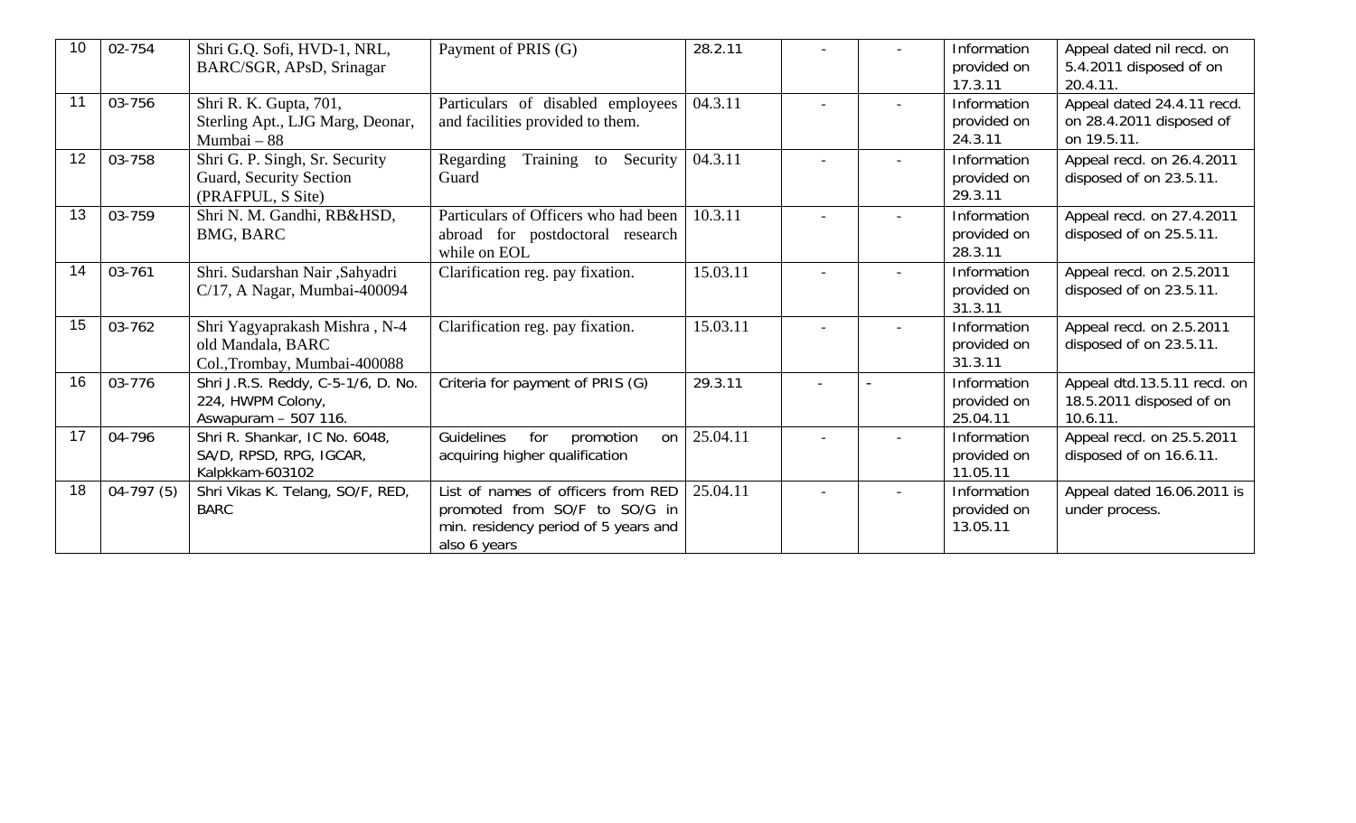| 10 | 02-754 | Shri G.Q. Sofi, HVD-1, NRL, BARC/SGR, APsD, Srinagar | Payment of PRIS (G) | 28.2.11 | - | - | Information provided on 17.3.11 | Appeal dated nil recd. on 5.4.2011 disposed of on 20.4.11. |
|---|---|---|---|---|---|---|---|---|
| 11 | 03-756 | Shri R. K. Gupta, 701, Sterling Apt., LJG Marg, Deonar, Mumbai – 88 | Particulars of disabled employees and facilities provided to them. | 04.3.11 | - | - | Information provided on 24.3.11 | Appeal dated 24.4.11 recd. on 28.4.2011 disposed of on 19.5.11. |
| 12 | 03-758 | Shri G. P. Singh, Sr. Security Guard, Security Section (PRAFPUL, S Site) | Regarding Training to Security Guard | 04.3.11 | - | - | Information provided on 29.3.11 | Appeal recd. on 26.4.2011 disposed of on 23.5.11. |
| 13 | 03-759 | Shri N. M. Gandhi, RB&HSD, BMG, BARC | Particulars of Officers who had been abroad for postdoctoral research while on EOL | 10.3.11 | - | - | Information provided on 28.3.11 | Appeal recd. on 27.4.2011 disposed of on 25.5.11. |
| 14 | 03-761 | Shri. Sudarshan Nair ,Sahyadri C/17, A Nagar, Mumbai-400094 | Clarification reg. pay fixation. | 15.03.11 | - | - | Information provided on 31.3.11 | Appeal recd. on 2.5.2011 disposed of on 23.5.11. |
| 15 | 03-762 | Shri Yagyaprakash Mishra , N-4 old Mandala, BARC Col.,Trombay, Mumbai-400088 | Clarification reg. pay fixation. | 15.03.11 | - | - | Information provided on 31.3.11 | Appeal recd. on 2.5.2011 disposed of on 23.5.11. |
| 16 | 03-776 | Shri J.R.S. Reddy, C-5-1/6, D. No. 224, HWPM Colony, Aswapuram – 507 116. | Criteria for payment of PRIS (G) | 29.3.11 | - | - | Information provided on 25.04.11 | Appeal dtd.13.5.11 recd. on 18.5.2011 disposed of on 10.6.11. |
| 17 | 04-796 | Shri R. Shankar, IC No. 6048, SA/D, RPSD, RPG, IGCAR, Kalpkkam-603102 | Guidelines for promotion on acquiring higher qualification | 25.04.11 | - | - | Information provided on 11.05.11 | Appeal recd. on 25.5.2011 disposed of on 16.6.11. |
| 18 | 04-797 (5) | Shri Vikas K. Telang, SO/F, RED, BARC | List of names of officers from RED promoted from SO/F to SO/G in min. residency period of 5 years and also 6 years | 25.04.11 | - | - | Information provided on 13.05.11 | Appeal dated 16.06.2011 is under process. |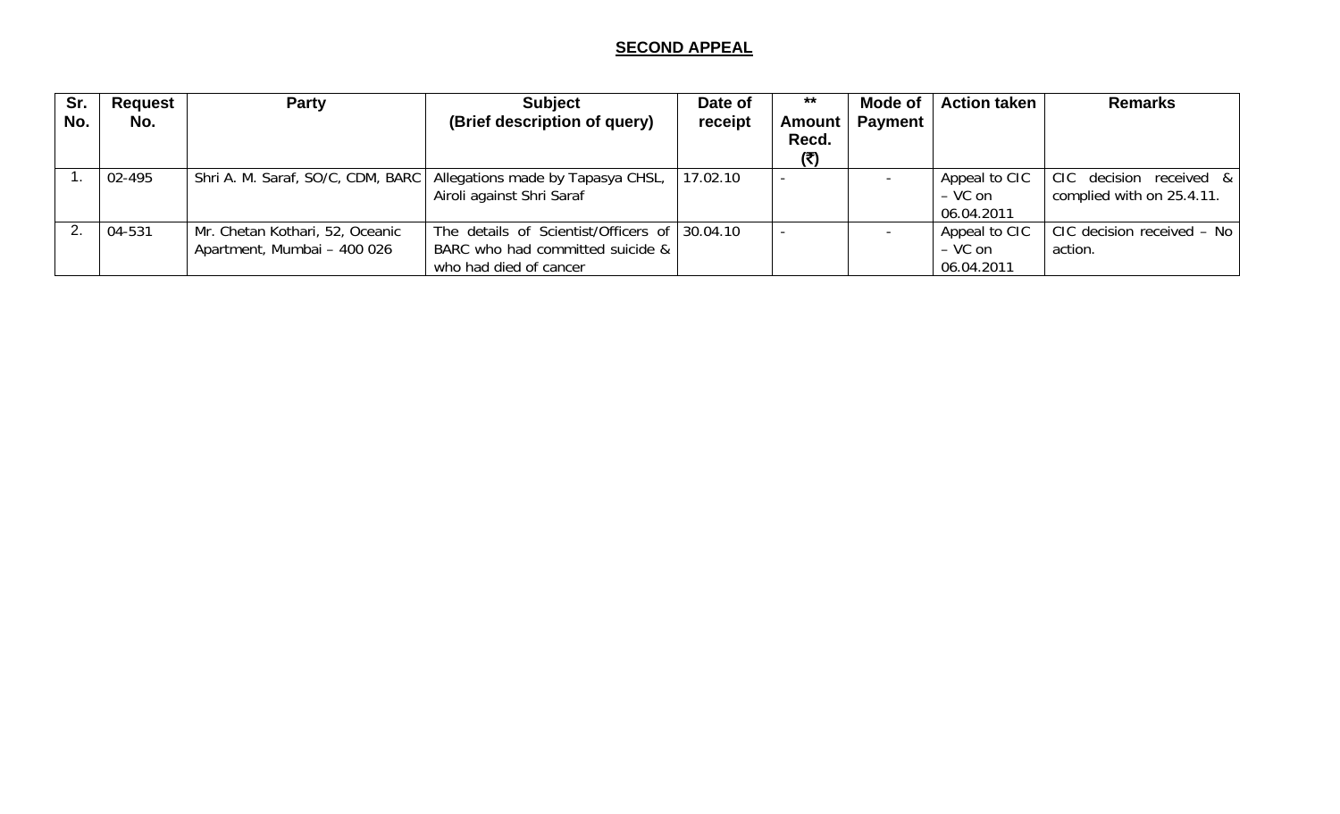## SECOND APPEAL

| Sr. No. | Request No. | Party | Subject (Brief description of query) | Date of receipt | ** Amount Recd. (₹) | Mode of Payment | Action taken | Remarks |
|---|---|---|---|---|---|---|---|---|
| 1. | 02-495 | Shri A. M. Saraf, SO/C, CDM, BARC | Allegations made by Tapasya CHSL, Airoli against Shri Saraf | 17.02.10 | - | - | Appeal to CIC – VC on 06.04.2011 | CIC decision received & complied with on 25.4.11. |
| 2. | 04-531 | Mr. Chetan Kothari, 52, Oceanic Apartment, Mumbai – 400 026 | The details of Scientist/Officers of BARC who had committed suicide & who had died of cancer | 30.04.10 | - | - | Appeal to CIC – VC on 06.04.2011 | CIC decision received – No action. |